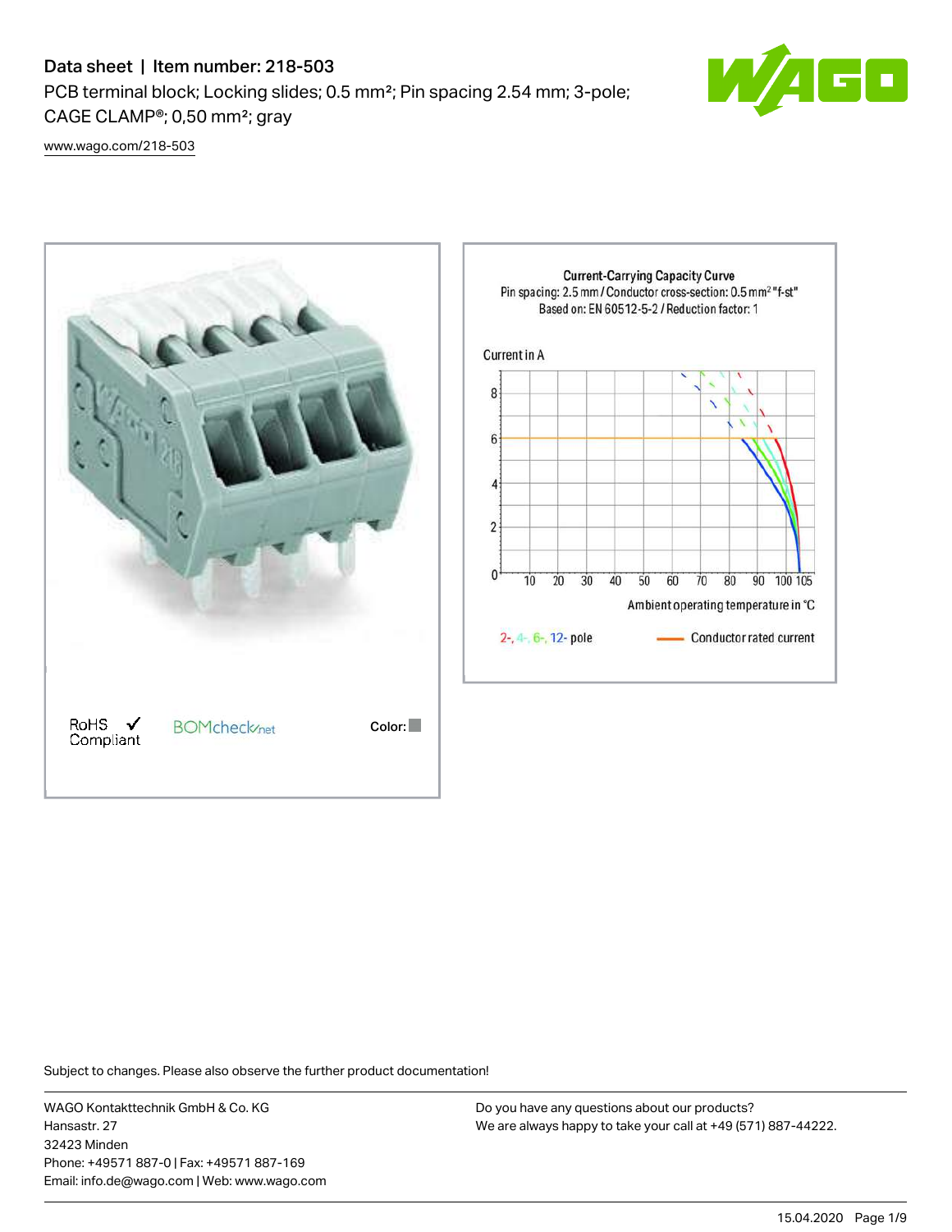# Data sheet | Item number: 218-503

PCB terminal block; Locking slides; 0.5 mm²; Pin spacing 2.54 mm; 3-pole; CAGE CLAMP®; 0,50 mm²; gray

www.wago.com/218-503

RoHS ✓ Compliant

BOMcheck.net

Color:

**Current-Carrying Capacity Curve**
Pin spacing: 2.5 mm / Conductor cross-section: 0.5 mm² "f-st"
Based on: EN 60512-5-2 / Reduction factor: 1

Current in A

Ambient operating temperature in °C

2-, 4-, 6-, 12- pole

Conductor rated current

Subject to changes. Please also observe the further product documentation!

WAGO Kontakttechnik GmbH & Co. KG
Hansastr. 27
32423 Minden
Phone: +49571 887-0 | Fax: +49571 887-169
Email: info.de@wago.com | Web: www.wago.com

Do you have any questions about our products?
We are always happy to take your call at +49 (571) 887-44222.

15.04.2020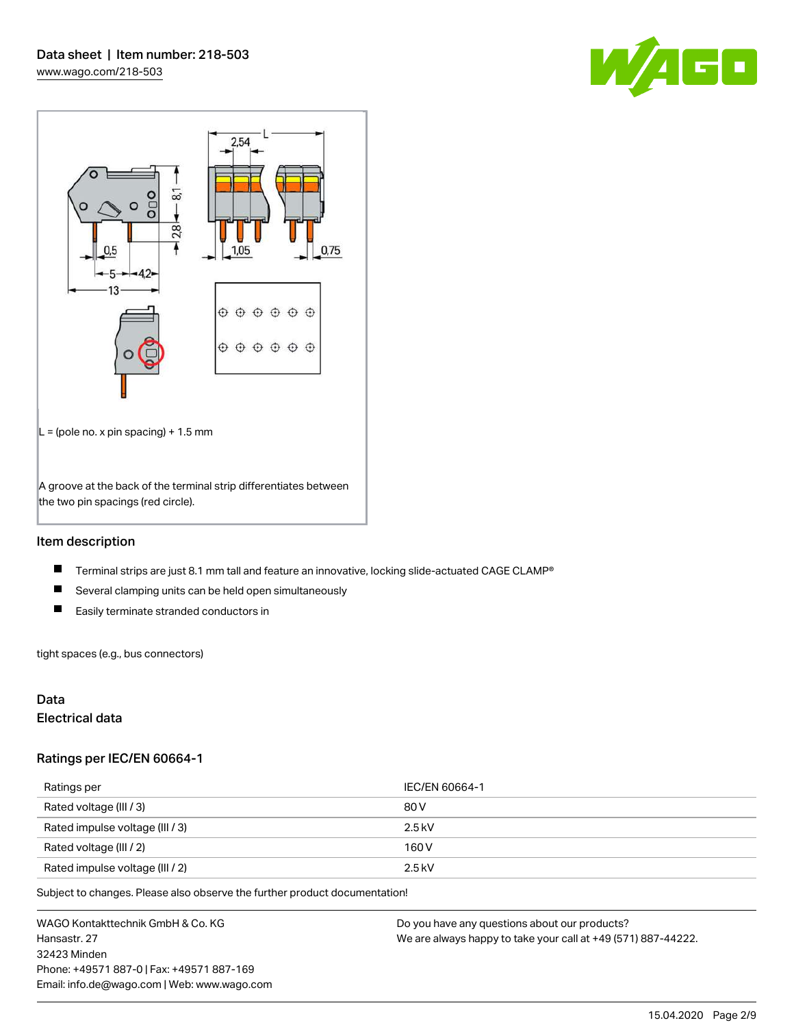L = (pole no. x pin spacing) + 1.5 mm

A groove at the back of the terminal strip differentiates between the two pin spacings (red circle).

## Item description

- Terminal strips are just 8.1 mm tall and feature an innovative, locking slide-actuated CAGE CLAMP®
- Several clamping units can be held open simultaneously
- Easily terminate stranded conductors in

tight spaces (e.g., bus connectors)

## Data

### Electrical data

### Ratings per IEC/EN 60664-1

| Ratings per | IEC/EN 60664-1 |
| --- | --- |
| Rated voltage (III / 3) | 80 V |
| Rated impulse voltage (III / 3) | 2.5 kV |
| Rated voltage (III / 2) | 160 V |
| Rated impulse voltage (III / 2) | 2.5 kV |

Subject to changes. Please also observe the further product documentation!

WAGO Kontakttechnik GmbH & Co. KG
Hansastr. 27
32423 Minden
Phone: +49571 887-0 | Fax: +49571 887-169
Email: info.de@wago.com | Web: www.wago.com

Do you have any questions about our products?
We are always happy to take your call at +49 (571) 887-44222.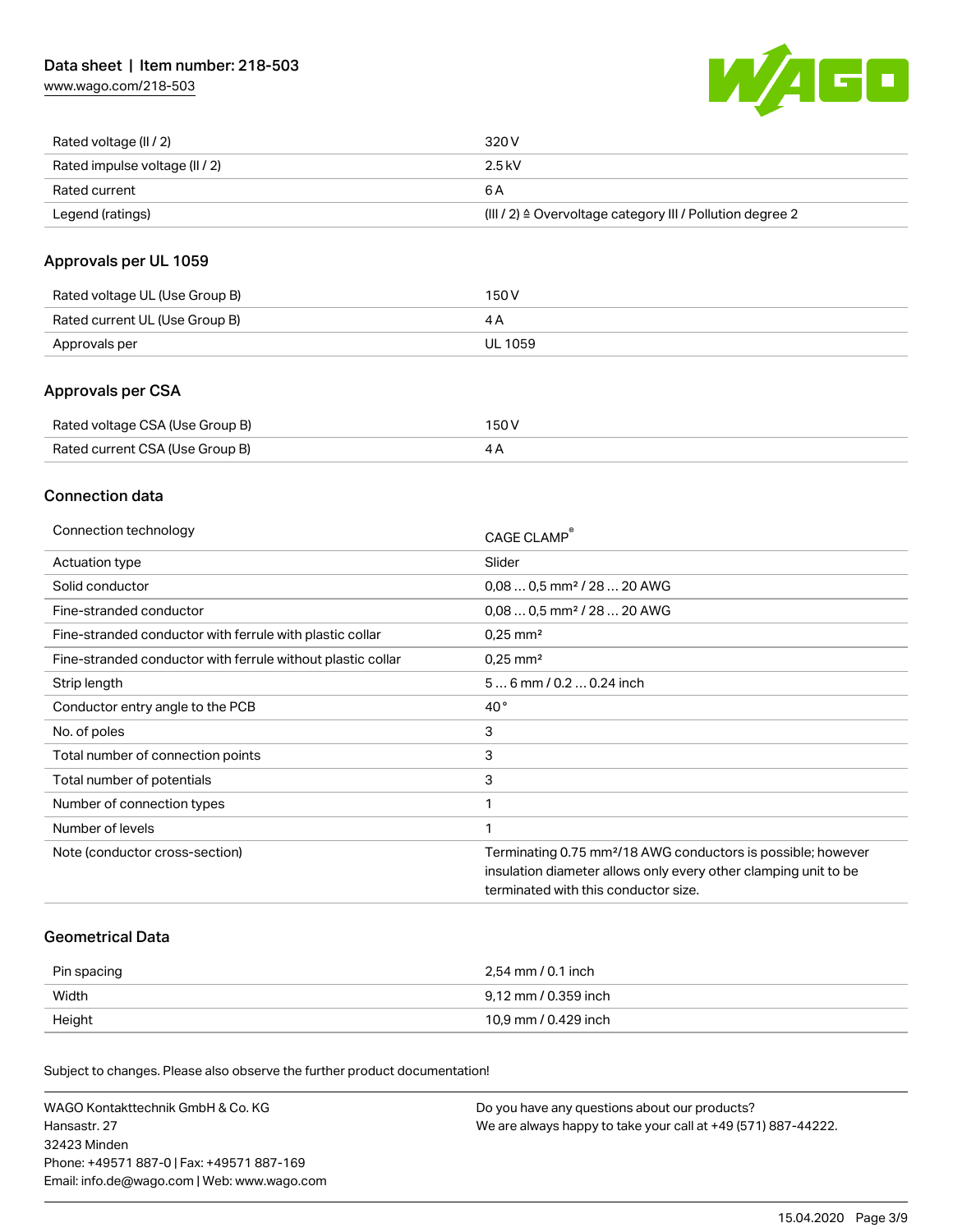| | |
|---|---|
| Rated voltage (II / 2) | 320 V |
| Rated impulse voltage (II / 2) | 2.5 kV |
| Rated current | 6 A |
| Legend (ratings) | (III / 2) ≙ Overvoltage category III / Pollution degree 2 |

## Approvals per UL 1059

| | |
|---|---|
| Rated voltage UL (Use Group B) | 150 V |
| Rated current UL (Use Group B) | 4 A |
| Approvals per | UL 1059 |

## Approvals per CSA

| | |
|---|---|
| Rated voltage CSA (Use Group B) | 150 V |
| Rated current CSA (Use Group B) | 4 A |

## Connection data

| | |
|---|---|
| Connection technology | CAGE CLAMP® |
| Actuation type | Slider |
| Solid conductor | 0,08 … 0,5 mm² / 28 … 20 AWG |
| Fine-stranded conductor | 0,08 … 0,5 mm² / 28 … 20 AWG |
| Fine-stranded conductor with ferrule with plastic collar | 0,25 mm² |
| Fine-stranded conductor with ferrule without plastic collar | 0,25 mm² |
| Strip length | 5 … 6 mm / 0.2 … 0.24 inch |
| Conductor entry angle to the PCB | 40 ° |
| No. of poles | 3 |
| Total number of connection points | 3 |
| Total number of potentials | 3 |
| Number of connection types | 1 |
| Number of levels | 1 |
| Note (conductor cross-section) | Terminating 0.75 mm²/18 AWG conductors is possible; however insulation diameter allows only every other clamping unit to be terminated with this conductor size. |

## Geometrical Data

| | |
|---|---|
| Pin spacing | 2,54 mm / 0.1 inch |
| Width | 9,12 mm / 0.359 inch |
| Height | 10,9 mm / 0.429 inch |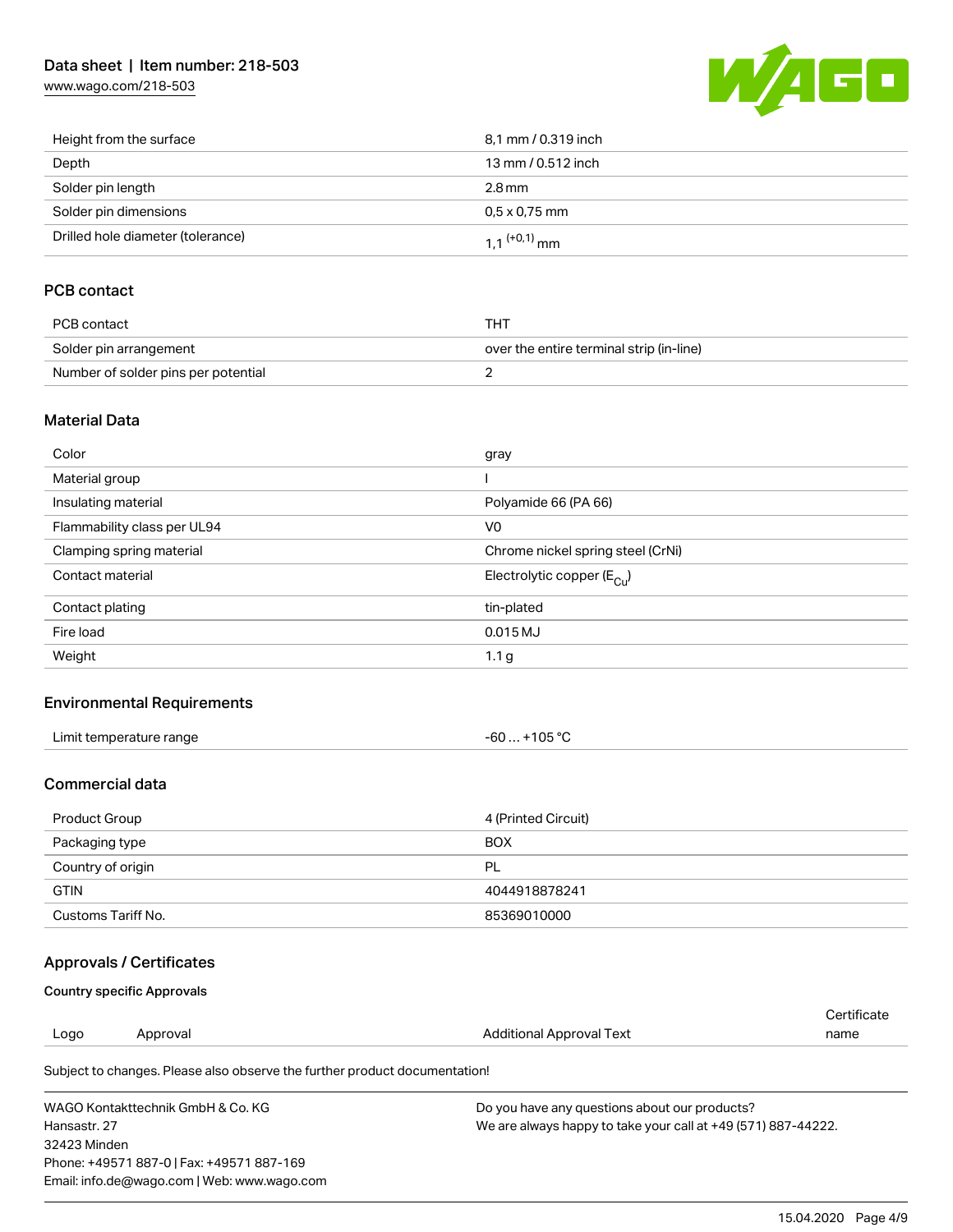| Height from the surface | 8,1 mm / 0.319 inch |
| --- | --- |
| Depth | 13 mm / 0.512 inch |
| Solder pin length | 2.8 mm |
| Solder pin dimensions | 0,5 x 0,75 mm |
| Drilled hole diameter (tolerance) | $1,1^{(+0,1)}$ mm |

## PCB contact

| PCB contact | THT |
| --- | --- |
| Solder pin arrangement | over the entire terminal strip (in-line) |
| Number of solder pins per potential | 2 |

## Material Data

| Color | gray |
| --- | --- |
| Material group | I |
| Insulating material | Polyamide 66 (PA 66) |
| Flammability class per UL94 | V0 |
| Clamping spring material | Chrome nickel spring steel (CrNi) |
| Contact material | Electrolytic copper ($E_{Cu}$) |
| Contact plating | tin-plated |
| Fire load | 0.015 MJ |
| Weight | 1.1 g |

## Environmental Requirements

| Limit temperature range | -60 … +105 °C |
| --- | --- |

## Commercial data

| Product Group | 4 (Printed Circuit) |
| --- | --- |
| Packaging type | BOX |
| Country of origin | PL |
| GTIN | 4044918878241 |
| Customs Tariff No. | 85369010000 |

## Approvals / Certificates

### Country specific Approvals

| Logo | Approval | Additional Approval Text | Certificate name |
| --- | --- | --- | --- |

Subject to changes. Please also observe the further product documentation!

WAGO Kontakttechnik GmbH & Co. KG
Hansastr. 27
32423 Minden
Phone: +49571 887-0 | Fax: +49571 887-169
Email: info.de@wago.com | Web: www.wago.com

Do you have any questions about our products?
We are always happy to take your call at +49 (571) 887-44222.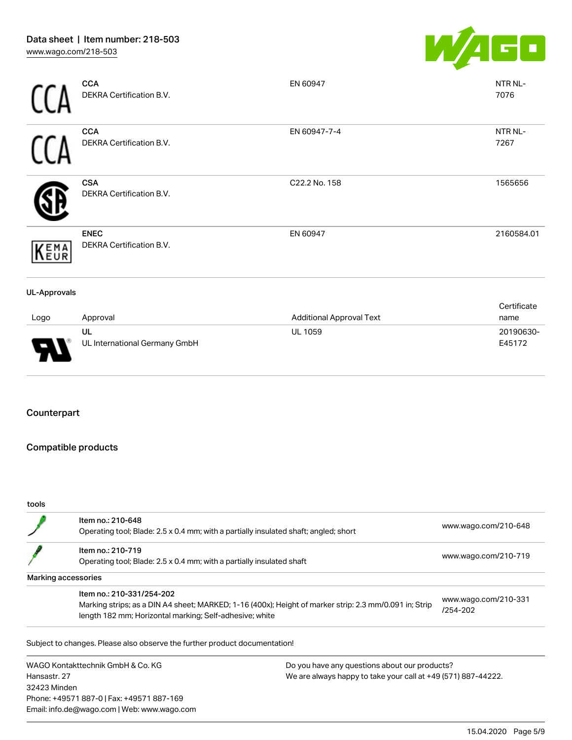| | | | |
|---|---|---|---|
| CCA | **CCA**<br>DEKRA Certification B.V. | EN 60947 | NTR NL-7076 |
| CCA | **CCA**<br>DEKRA Certification B.V. | EN 60947-7-4 | NTR NL-7267 |
| | **CSA**<br>DEKRA Certification B.V. | C22.2 No. 158 | 1565656 |
| KEMA EUR | **ENEC**<br>DEKRA Certification B.V. | EN 60947 | 2160584.01 |

**UL-Approvals**

| Logo | Approval | Additional Approval Text | Certificate name |
|---|---|---|---|
| | **UL**<br>UL International Germany GmbH | UL 1059 | 20190630-E45172 |

## Counterpart

## Compatible products

**tools**

| | | |
|---|---|---|
| | Item no.: 210-648<br>Operating tool; Blade: 2.5 x 0.4 mm; with a partially insulated shaft; angled; short | www.wago.com/210-648 |
| | Item no.: 210-719<br>Operating tool; Blade: 2.5 x 0.4 mm; with a partially insulated shaft | www.wago.com/210-719 |

**Marking accessories**

| | | |
|---|---|---|
| | Item no.: 210-331/254-202<br>Marking strips; as a DIN A4 sheet; MARKED; 1-16 (400x); Height of marker strip: 2.3 mm/0.091 in; Strip length 182 mm; Horizontal marking; Self-adhesive; white | www.wago.com/210-331/254-202 |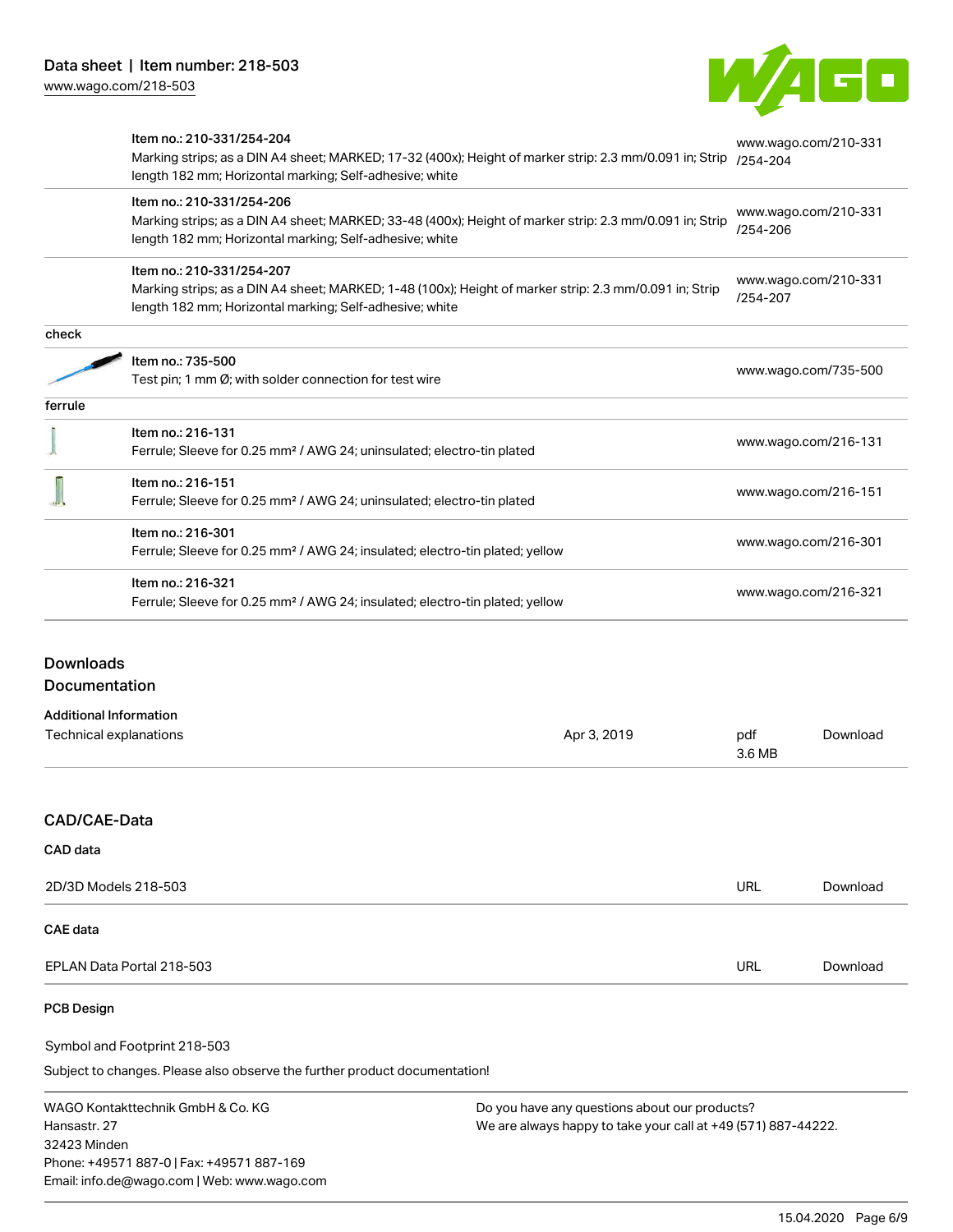| | | |
|---|---|---|
| | Item no.: 210-331/254-204<br>Marking strips; as a DIN A4 sheet; MARKED; 17-32 (400x); Height of marker strip: 2.3 mm/0.091 in; Strip length 182 mm; Horizontal marking; Self-adhesive; white | www.wago.com/210-331/254-204 |
| | Item no.: 210-331/254-206<br>Marking strips; as a DIN A4 sheet; MARKED; 33-48 (400x); Height of marker strip: 2.3 mm/0.091 in; Strip length 182 mm; Horizontal marking; Self-adhesive; white | www.wago.com/210-331/254-206 |
| | Item no.: 210-331/254-207<br>Marking strips; as a DIN A4 sheet; MARKED; 1-48 (100x); Height of marker strip: 2.3 mm/0.091 in; Strip length 182 mm; Horizontal marking; Self-adhesive; white | www.wago.com/210-331/254-207 |
| check | | |
| | Item no.: 735-500<br>Test pin; 1 mm Ø; with solder connection for test wire | www.wago.com/735-500 |
| ferrule | | |
| | Item no.: 216-131<br>Ferrule; Sleeve for 0.25 mm² / AWG 24; uninsulated; electro-tin plated | www.wago.com/216-131 |
| | Item no.: 216-151<br>Ferrule; Sleeve for 0.25 mm² / AWG 24; uninsulated; electro-tin plated | www.wago.com/216-151 |
| | Item no.: 216-301<br>Ferrule; Sleeve for 0.25 mm² / AWG 24; insulated; electro-tin plated; yellow | www.wago.com/216-301 |
| | Item no.: 216-321<br>Ferrule; Sleeve for 0.25 mm² / AWG 24; insulated; electro-tin plated; yellow | www.wago.com/216-321 |

## Downloads

## Documentation

### Additional Information

| | | | |
|---|---|---|---|
| Technical explanations | Apr 3, 2019 | pdf<br>3.6 MB | Download |

## CAD/CAE-Data

### CAD data

| | | |
|---|---|---|
| 2D/3D Models 218-503 | URL | Download |

### CAE data

| | | |
|---|---|---|
| EPLAN Data Portal 218-503 | URL | Download |

### PCB Design

Symbol and Footprint 218-503

Subject to changes. Please also observe the further product documentation!

WAGO Kontakttechnik GmbH & Co. KG
Hansastr. 27
32423 Minden
Phone: +49571 887-0 | Fax: +49571 887-169
Email: info.de@wago.com | Web: www.wago.com

Do you have any questions about our products?
We are always happy to take your call at +49 (571) 887-44222.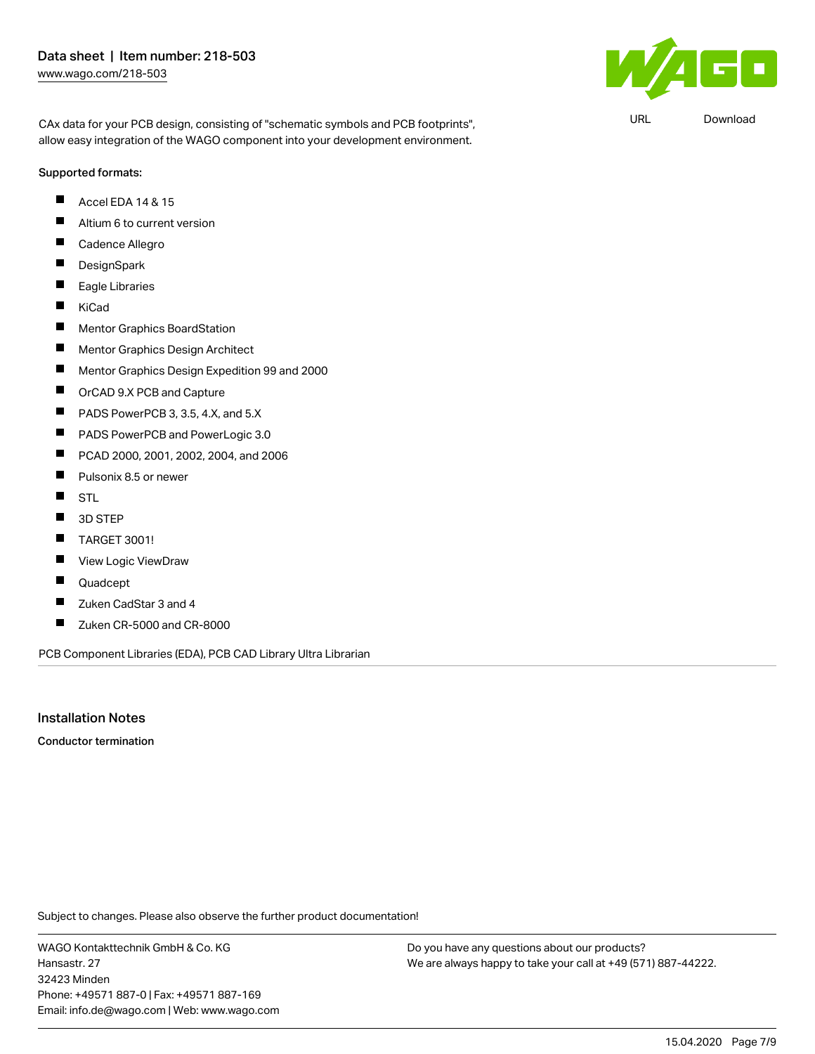CAx data for your PCB design, consisting of "schematic symbols and PCB footprints", allow easy integration of the WAGO component into your development environment.

URL Download

Supported formats:

- Accel EDA 14 & 15
- Altium 6 to current version
- Cadence Allegro
- DesignSpark
- Eagle Libraries
- KiCad
- Mentor Graphics BoardStation
- Mentor Graphics Design Architect
- Mentor Graphics Design Expedition 99 and 2000
- OrCAD 9.X PCB and Capture
- PADS PowerPCB 3, 3.5, 4.X, and 5.X
- PADS PowerPCB and PowerLogic 3.0
- PCAD 2000, 2001, 2002, 2004, and 2006
- Pulsonix 8.5 or newer
- STL
- 3D STEP
- TARGET 3001!
- View Logic ViewDraw
- Quadcept
- Zuken CadStar 3 and 4
- Zuken CR-5000 and CR-8000

PCB Component Libraries (EDA), PCB CAD Library Ultra Librarian

## Installation Notes

**Conductor termination**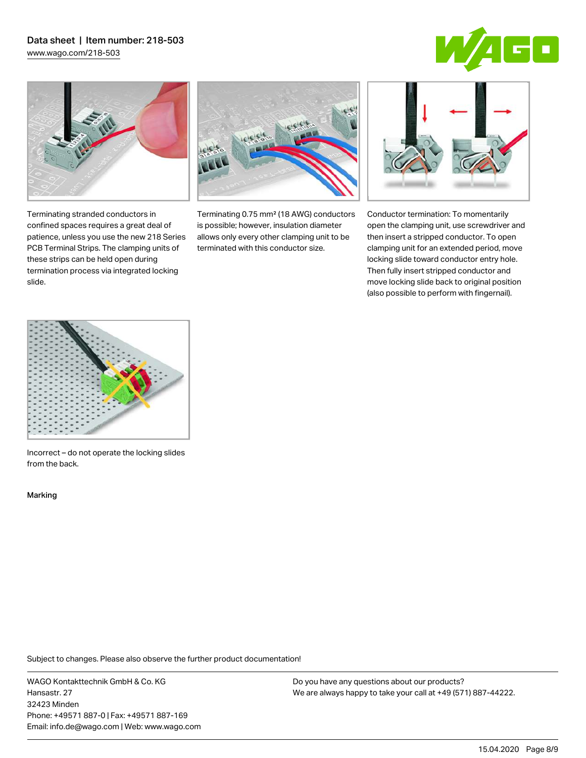Terminating stranded conductors in confined spaces requires a great deal of patience, unless you use the new 218 Series PCB Terminal Strips. The clamping units of these strips can be held open during termination process via integrated locking slide.

Terminating 0.75 mm² (18 AWG) conductors is possible; however, insulation diameter allows only every other clamping unit to be terminated with this conductor size.

Conductor termination: To momentarily open the clamping unit, use screwdriver and then insert a stripped conductor. To open clamping unit for an extended period, move locking slide toward conductor entry hole. Then fully insert stripped conductor and move locking slide back to original position (also possible to perform with fingernail).

Incorrect – do not operate the locking slides from the back.

## Marking

Subject to changes. Please also observe the further product documentation!

WAGO Kontakttechnik GmbH & Co. KG
Hansastr. 27
32423 Minden
Phone: +49571 887-0 | Fax: +49571 887-169
Email: info.de@wago.com | Web: www.wago.com

Do you have any questions about our products?
We are always happy to take your call at +49 (571) 887-44222.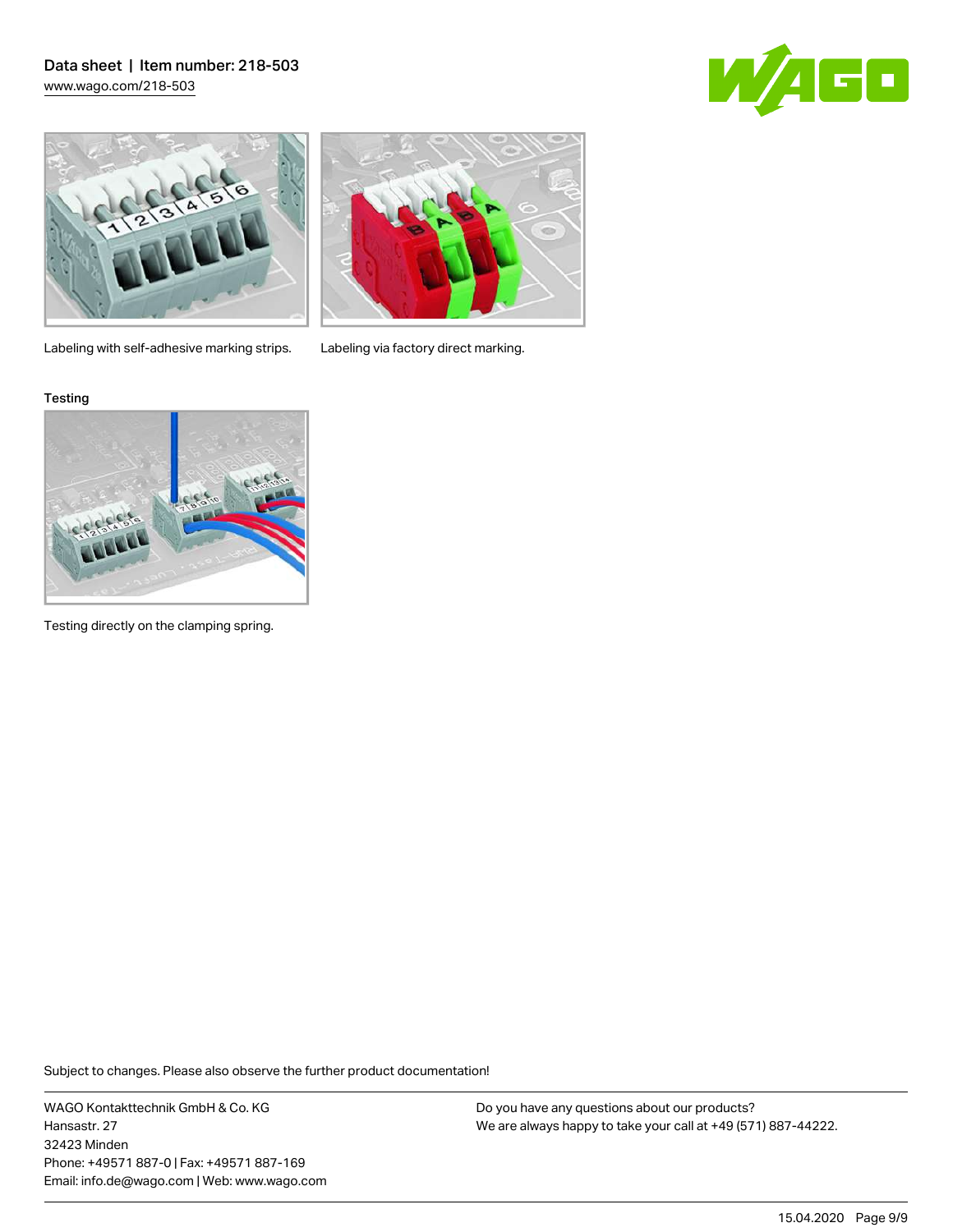Labeling with self-adhesive marking strips.

Labeling via factory direct marking.

## Testing

Testing directly on the clamping spring.

Subject to changes. Please also observe the further product documentation!

WAGO Kontakttechnik GmbH & Co. KG
Hansastr. 27
32423 Minden
Phone: +49571 887-0 | Fax: +49571 887-169
Email: info.de@wago.com | Web: www.wago.com

Do you have any questions about our products?
We are always happy to take your call at +49 (571) 887-44222.